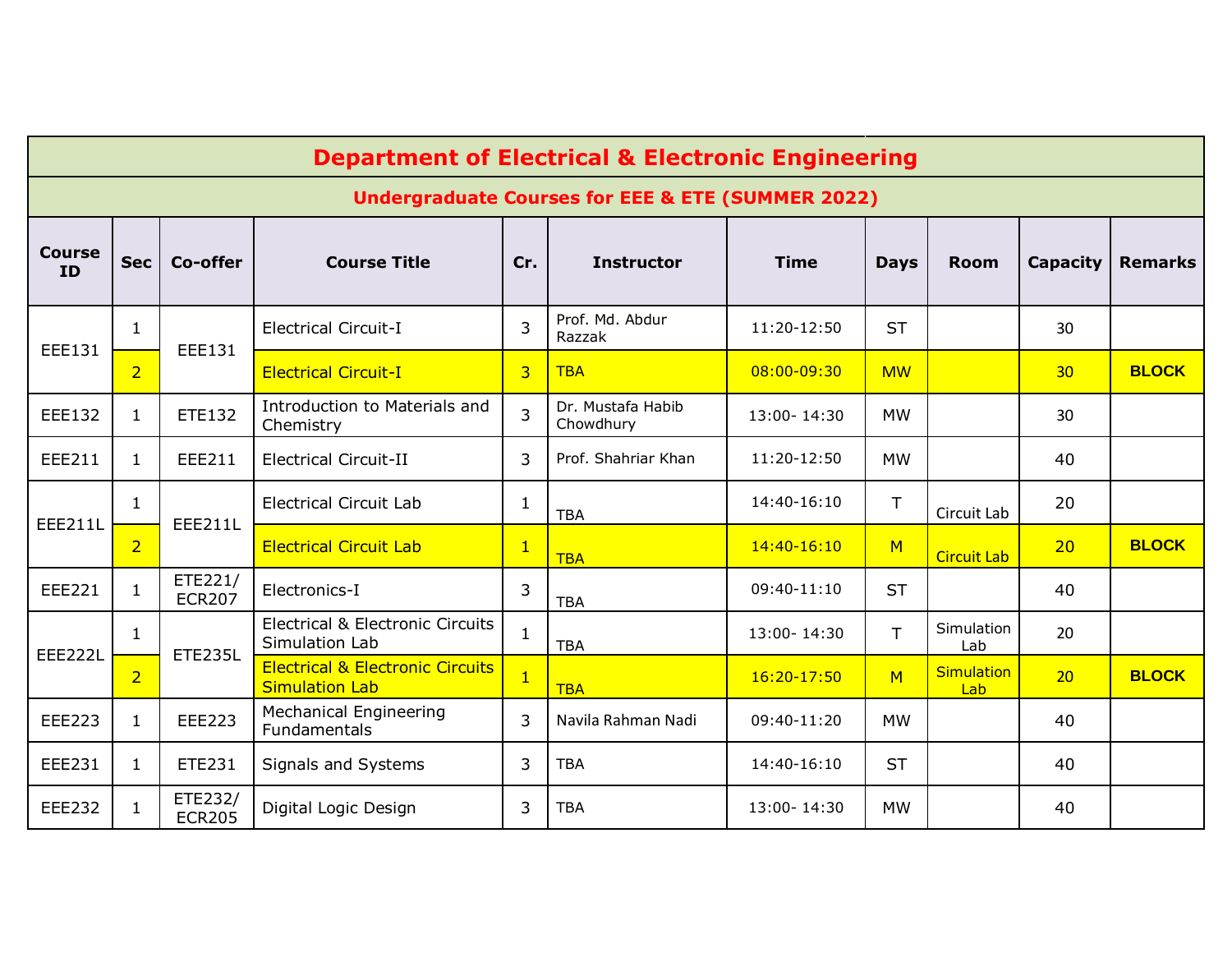# Department of Electrical & Electronic Engineering

## Undergraduate Courses for EEE & ETE (SUMMER 2022)

| Course ID | Sec | Co-offer | Course Title | Cr. | Instructor | Time | Days | Room | Capacity | Remarks |
|---|---|---|---|---|---|---|---|---|---|---|
| EEE131 | 1 | EEE131 | Electrical Circuit-I | 3 | Prof. Md. Abdur Razzak | 11:20-12:50 | ST | | 30 | |
| | 2 | | Electrical Circuit-I | 3 | TBA | 08:00-09:30 | MW | | 30 | **BLOCK** |
| EEE132 | 1 | ETE132 | Introduction to Materials and Chemistry | 3 | Dr. Mustafa Habib Chowdhury | 13:00- 14:30 | MW | | 30 | |
| EEE211 | 1 | EEE211 | Electrical Circuit-II | 3 | Prof. Shahriar Khan | 11:20-12:50 | MW | | 40 | |
| EEE211L | 1 | EEE211L | Electrical Circuit Lab | 1 | TBA | 14:40-16:10 | T | Circuit Lab | 20 | |
| | 2 | | Electrical Circuit Lab | 1 | TBA | 14:40-16:10 | M | Circuit Lab | 20 | **BLOCK** |
| EEE221 | 1 | ETE221/ ECR207 | Electronics-I | 3 | TBA | 09:40-11:10 | ST | | 40 | |
| EEE222L | 1 | ETE235L | Electrical & Electronic Circuits Simulation Lab | 1 | TBA | 13:00- 14:30 | T | Simulation Lab | 20 | |
| | 2 | | Electrical & Electronic Circuits Simulation Lab | 1 | TBA | 16:20-17:50 | M | Simulation Lab | 20 | **BLOCK** |
| EEE223 | 1 | EEE223 | Mechanical Engineering Fundamentals | 3 | Navila Rahman Nadi | 09:40-11:20 | MW | | 40 | |
| EEE231 | 1 | ETE231 | Signals and Systems | 3 | TBA | 14:40-16:10 | ST | | 40 | |
| EEE232 | 1 | ETE232/ ECR205 | Digital Logic Design | 3 | TBA | 13:00- 14:30 | MW | | 40 | |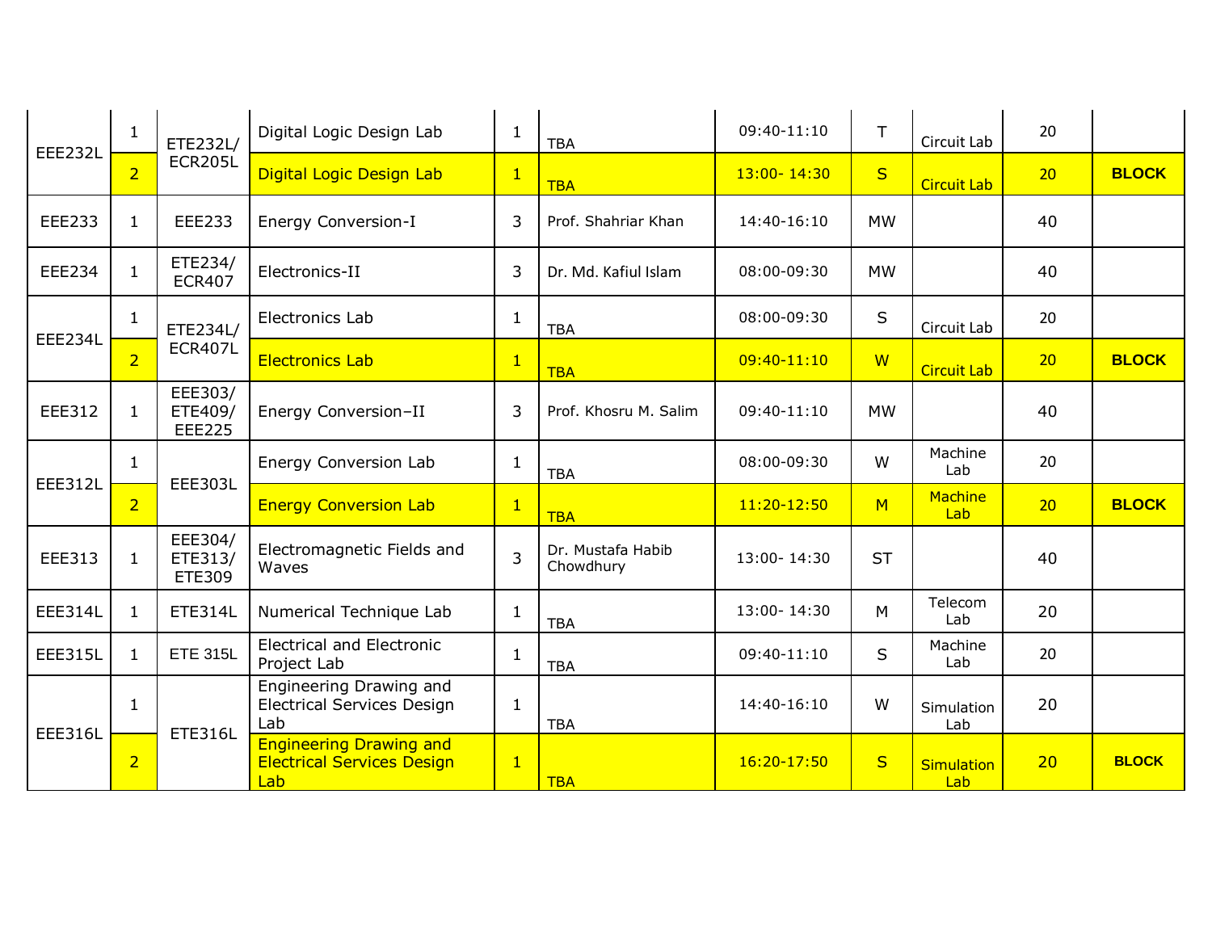| | | | | | | | | | | |
|---|---|---|---|---|---|---|---|---|---|---|
| EEE232L | 1 | ETE232L/ ECR205L | Digital Logic Design Lab | 1 | TBA | 09:40-11:10 | T | Circuit Lab | 20 | |
| | 2 | | Digital Logic Design Lab | 1 | TBA | 13:00- 14:30 | S | Circuit Lab | 20 | **BLOCK** |
| EEE233 | 1 | EEE233 | Energy Conversion-I | 3 | Prof. Shahriar Khan | 14:40-16:10 | MW | | 40 | |
| EEE234 | 1 | ETE234/ ECR407 | Electronics-II | 3 | Dr. Md. Kafiul Islam | 08:00-09:30 | MW | | 40 | |
| EEE234L | 1 | ETE234L/ ECR407L | Electronics Lab | 1 | TBA | 08:00-09:30 | S | Circuit Lab | 20 | |
| | 2 | | Electronics Lab | 1 | TBA | 09:40-11:10 | W | Circuit Lab | 20 | **BLOCK** |
| EEE312 | 1 | EEE303/ ETE409/ EEE225 | Energy Conversion–II | 3 | Prof. Khosru M. Salim | 09:40-11:10 | MW | | 40 | |
| EEE312L | 1 | EEE303L | Energy Conversion Lab | 1 | TBA | 08:00-09:30 | W | Machine Lab | 20 | |
| | 2 | | Energy Conversion Lab | 1 | TBA | 11:20-12:50 | M | Machine Lab | 20 | **BLOCK** |
| EEE313 | 1 | EEE304/ ETE313/ ETE309 | Electromagnetic Fields and Waves | 3 | Dr. Mustafa Habib Chowdhury | 13:00- 14:30 | ST | | 40 | |
| EEE314L | 1 | ETE314L | Numerical Technique Lab | 1 | TBA | 13:00- 14:30 | M | Telecom Lab | 20 | |
| EEE315L | 1 | ETE 315L | Electrical and Electronic Project Lab | 1 | TBA | 09:40-11:10 | S | Machine Lab | 20 | |
| EEE316L | 1 | ETE316L | Engineering Drawing and Electrical Services Design Lab | 1 | TBA | 14:40-16:10 | W | Simulation Lab | 20 | |
| | 2 | | Engineering Drawing and Electrical Services Design Lab | 1 | TBA | 16:20-17:50 | S | Simulation Lab | 20 | **BLOCK** |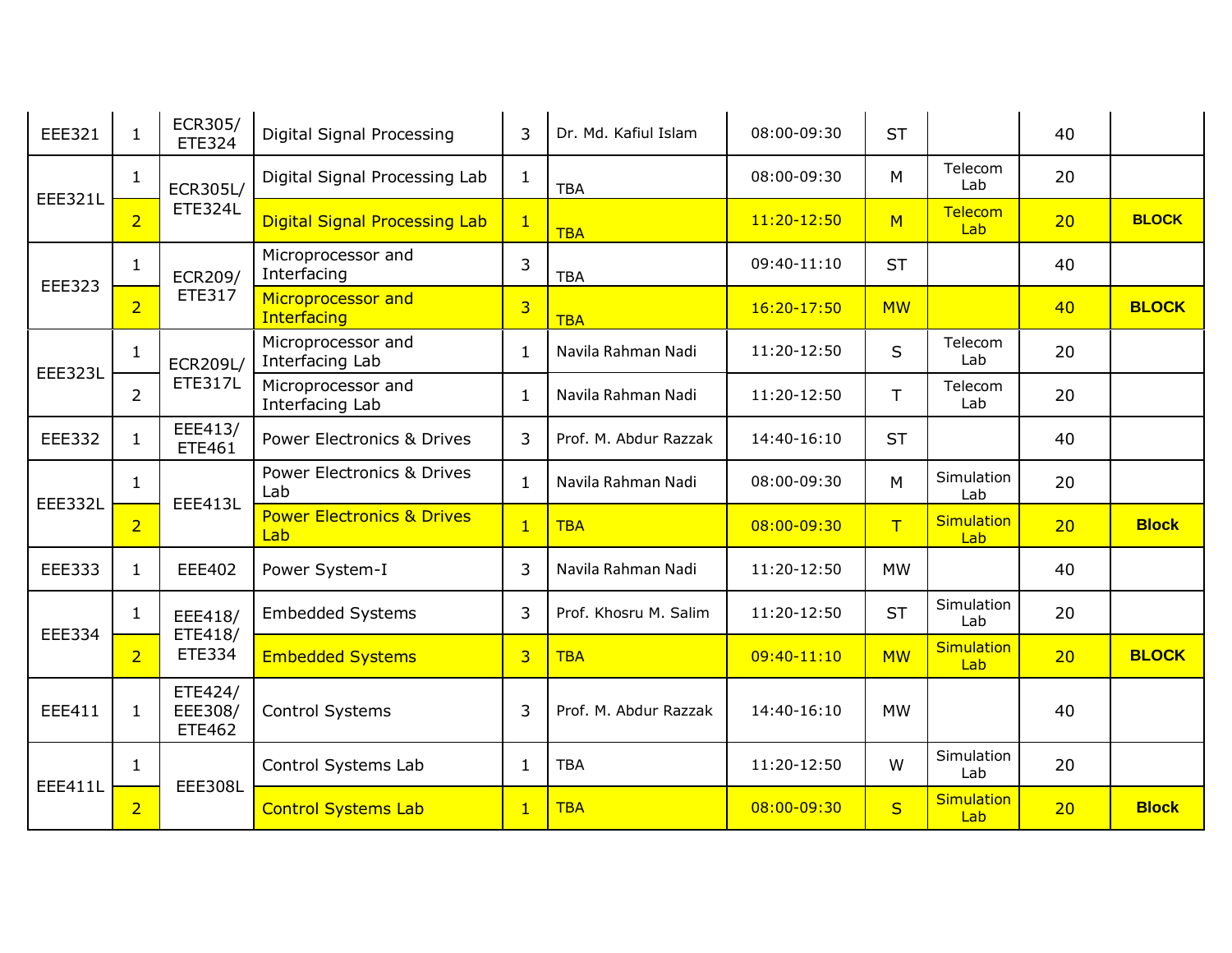| EEE321 | 1 | ECR305/ ETE324 | Digital Signal Processing | 3 | Dr. Md. Kafiul Islam | 08:00-09:30 | ST | | 40 | |
|---|---|---|---|---|---|---|---|---|---|---|
| EEE321L | 1 | ECR305L/ ETE324L | Digital Signal Processing Lab | 1 | TBA | 08:00-09:30 | M | Telecom Lab | 20 | |
| | 2 | | Digital Signal Processing Lab | 1 | TBA | 11:20-12:50 | M | Telecom Lab | 20 | **BLOCK** |
| EEE323 | 1 | ECR209/ ETE317 | Microprocessor and Interfacing | 3 | TBA | 09:40-11:10 | ST | | 40 | |
| | 2 | | Microprocessor and Interfacing | 3 | TBA | 16:20-17:50 | MW | | 40 | **BLOCK** |
| EEE323L | 1 | ECR209L/ ETE317L | Microprocessor and Interfacing Lab | 1 | Navila Rahman Nadi | 11:20-12:50 | S | Telecom Lab | 20 | |
| | 2 | | Microprocessor and Interfacing Lab | 1 | Navila Rahman Nadi | 11:20-12:50 | T | Telecom Lab | 20 | |
| EEE332 | 1 | EEE413/ ETE461 | Power Electronics & Drives | 3 | Prof. M. Abdur Razzak | 14:40-16:10 | ST | | 40 | |
| EEE332L | 1 | EEE413L | Power Electronics & Drives Lab | 1 | Navila Rahman Nadi | 08:00-09:30 | M | Simulation Lab | 20 | |
| | 2 | | Power Electronics & Drives Lab | 1 | TBA | 08:00-09:30 | T | Simulation Lab | 20 | **Block** |
| EEE333 | 1 | EEE402 | Power System-I | 3 | Navila Rahman Nadi | 11:20-12:50 | MW | | 40 | |
| EEE334 | 1 | EEE418/ ETE418/ ETE334 | Embedded Systems | 3 | Prof. Khosru M. Salim | 11:20-12:50 | ST | Simulation Lab | 20 | |
| | 2 | | Embedded Systems | 3 | TBA | 09:40-11:10 | MW | Simulation Lab | 20 | **BLOCK** |
| EEE411 | 1 | ETE424/ EEE308/ ETE462 | Control Systems | 3 | Prof. M. Abdur Razzak | 14:40-16:10 | MW | | 40 | |
| EEE411L | 1 | EEE308L | Control Systems Lab | 1 | TBA | 11:20-12:50 | W | Simulation Lab | 20 | |
| | 2 | | Control Systems Lab | 1 | TBA | 08:00-09:30 | S | Simulation Lab | 20 | **Block** |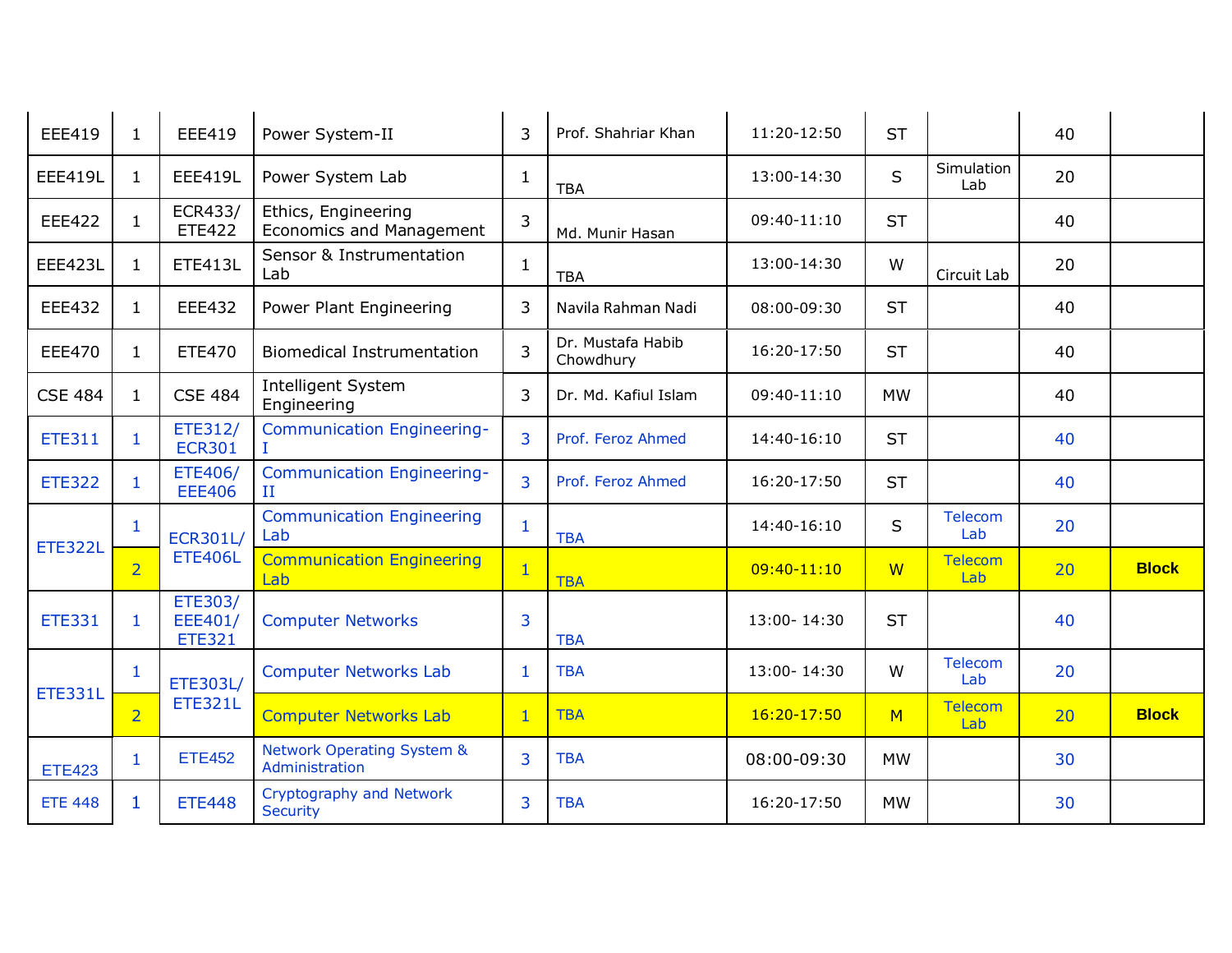| | | | | | | | | | | |
|---|---|---|---|---|---|---|---|---|---|---|
| EEE419 | 1 | EEE419 | Power System-II | 3 | Prof. Shahriar Khan | 11:20-12:50 | ST | | 40 | |
| EEE419L | 1 | EEE419L | Power System Lab | 1 | TBA | 13:00-14:30 | S | Simulation Lab | 20 | |
| EEE422 | 1 | ECR433/ ETE422 | Ethics, Engineering Economics and Management | 3 | Md. Munir Hasan | 09:40-11:10 | ST | | 40 | |
| EEE423L | 1 | ETE413L | Sensor & Instrumentation Lab | 1 | TBA | 13:00-14:30 | W | Circuit Lab | 20 | |
| EEE432 | 1 | EEE432 | Power Plant Engineering | 3 | Navila Rahman Nadi | 08:00-09:30 | ST | | 40 | |
| EEE470 | 1 | ETE470 | Biomedical Instrumentation | 3 | Dr. Mustafa Habib Chowdhury | 16:20-17:50 | ST | | 40 | |
| CSE 484 | 1 | CSE 484 | Intelligent System Engineering | 3 | Dr. Md. Kafiul Islam | 09:40-11:10 | MW | | 40 | |
| ETE311 | 1 | ETE312/ ECR301 | Communication Engineering-I | 3 | Prof. Feroz Ahmed | 14:40-16:10 | ST | | 40 | |
| ETE322 | 1 | ETE406/ EEE406 | Communication Engineering-II | 3 | Prof. Feroz Ahmed | 16:20-17:50 | ST | | 40 | |
| ETE322L | 1 | ECR301L/ ETE406L | Communication Engineering Lab | 1 | TBA | 14:40-16:10 | S | Telecom Lab | 20 | |
| | 2 | | Communication Engineering Lab | 1 | TBA | 09:40-11:10 | W | Telecom Lab | 20 | **Block** |
| ETE331 | 1 | ETE303/ EEE401/ ETE321 | Computer Networks | 3 | TBA | 13:00- 14:30 | ST | | 40 | |
| ETE331L | 1 | ETE303L/ ETE321L | Computer Networks Lab | 1 | TBA | 13:00- 14:30 | W | Telecom Lab | 20 | |
| | 2 | | Computer Networks Lab | 1 | TBA | 16:20-17:50 | M | Telecom Lab | 20 | **Block** |
| ETE423 | 1 | ETE452 | Network Operating System & Administration | 3 | TBA | 08:00-09:30 | MW | | 30 | |
| ETE 448 | 1 | ETE448 | Cryptography and Network Security | 3 | TBA | 16:20-17:50 | MW | | 30 | |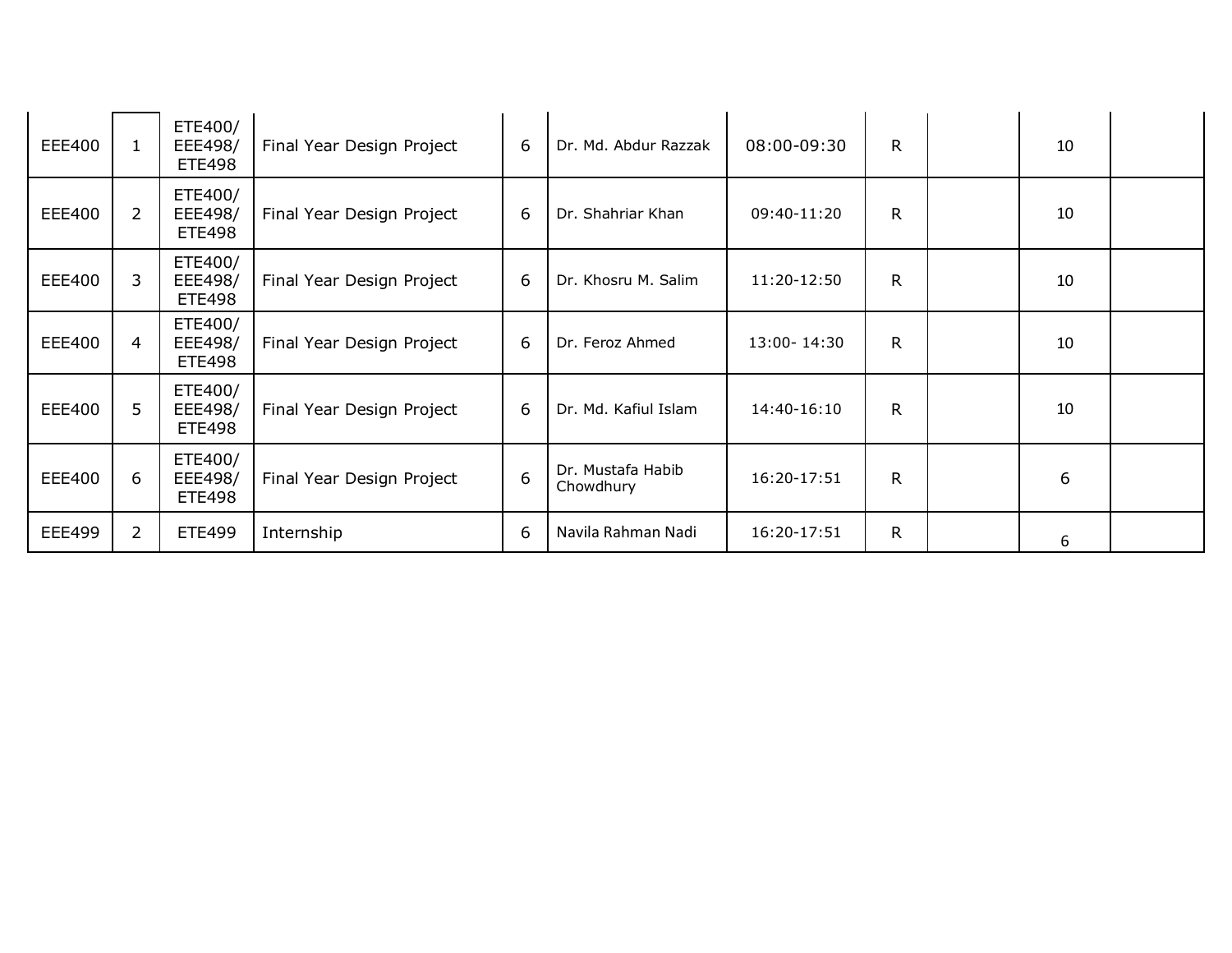| | | | | | | | | | | |
|---|---|---|---|---|---|---|---|---|---|---|
| EEE400 | 1 | ETE400/ EEE498/ ETE498 | Final Year Design Project | 6 | Dr. Md. Abdur Razzak | 08:00-09:30 | R | | 10 | |
| EEE400 | 2 | ETE400/ EEE498/ ETE498 | Final Year Design Project | 6 | Dr. Shahriar Khan | 09:40-11:20 | R | | 10 | |
| EEE400 | 3 | ETE400/ EEE498/ ETE498 | Final Year Design Project | 6 | Dr. Khosru M. Salim | 11:20-12:50 | R | | 10 | |
| EEE400 | 4 | ETE400/ EEE498/ ETE498 | Final Year Design Project | 6 | Dr. Feroz Ahmed | 13:00- 14:30 | R | | 10 | |
| EEE400 | 5 | ETE400/ EEE498/ ETE498 | Final Year Design Project | 6 | Dr. Md. Kafiul Islam | 14:40-16:10 | R | | 10 | |
| EEE400 | 6 | ETE400/ EEE498/ ETE498 | Final Year Design Project | 6 | Dr. Mustafa Habib Chowdhury | 16:20-17:51 | R | | 6 | |
| EEE499 | 2 | ETE499 | Internship | 6 | Navila Rahman Nadi | 16:20-17:51 | R | | 6 | |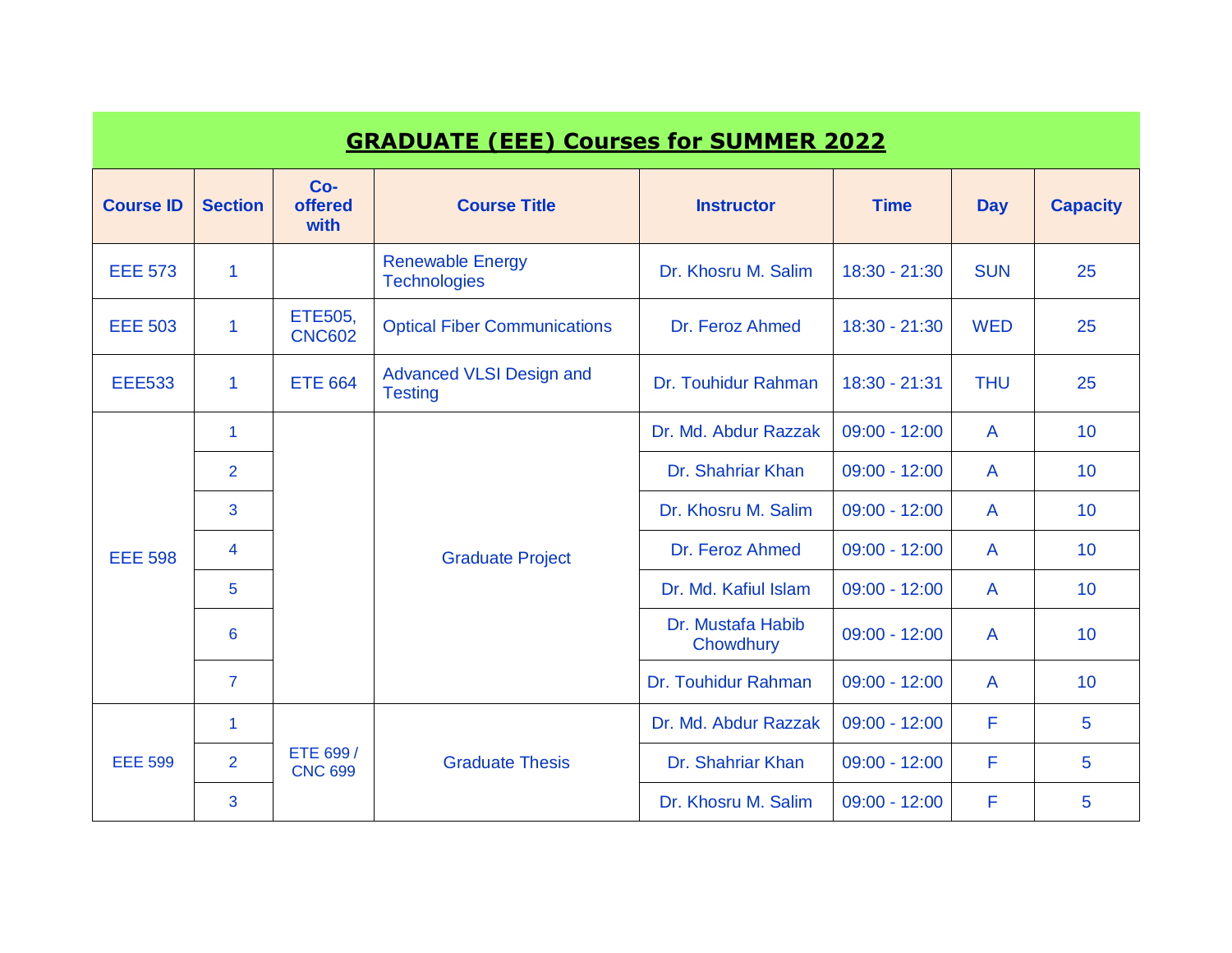## GRADUATE (EEE) Courses for SUMMER 2022

| Course ID | Section | Co-offered with | Course Title | Instructor | Time | Day | Capacity |
|---|---|---|---|---|---|---|---|
| EEE 573 | 1 | | Renewable Energy Technologies | Dr. Khosru M. Salim | 18:30 - 21:30 | SUN | 25 |
| EEE 503 | 1 | ETE505, CNC602 | Optical Fiber Communications | Dr. Feroz Ahmed | 18:30 - 21:30 | WED | 25 |
| EEE533 | 1 | ETE 664 | Advanced VLSI Design and Testing | Dr. Touhidur Rahman | 18:30 - 21:31 | THU | 25 |
| EEE 598 | 1 | | Graduate Project | Dr. Md. Abdur Razzak | 09:00 - 12:00 | A | 10 |
| | 2 | | | Dr. Shahriar Khan | 09:00 - 12:00 | A | 10 |
| | 3 | | | Dr. Khosru M. Salim | 09:00 - 12:00 | A | 10 |
| | 4 | | | Dr. Feroz Ahmed | 09:00 - 12:00 | A | 10 |
| | 5 | | | Dr. Md. Kafiul Islam | 09:00 - 12:00 | A | 10 |
| | 6 | | | Dr. Mustafa Habib Chowdhury | 09:00 - 12:00 | A | 10 |
| | 7 | | | Dr. Touhidur Rahman | 09:00 - 12:00 | A | 10 |
| EEE 599 | 1 | ETE 699 / CNC 699 | Graduate Thesis | Dr. Md. Abdur Razzak | 09:00 - 12:00 | F | 5 |
| | 2 | | | Dr. Shahriar Khan | 09:00 - 12:00 | F | 5 |
| | 3 | | | Dr. Khosru M. Salim | 09:00 - 12:00 | F | 5 |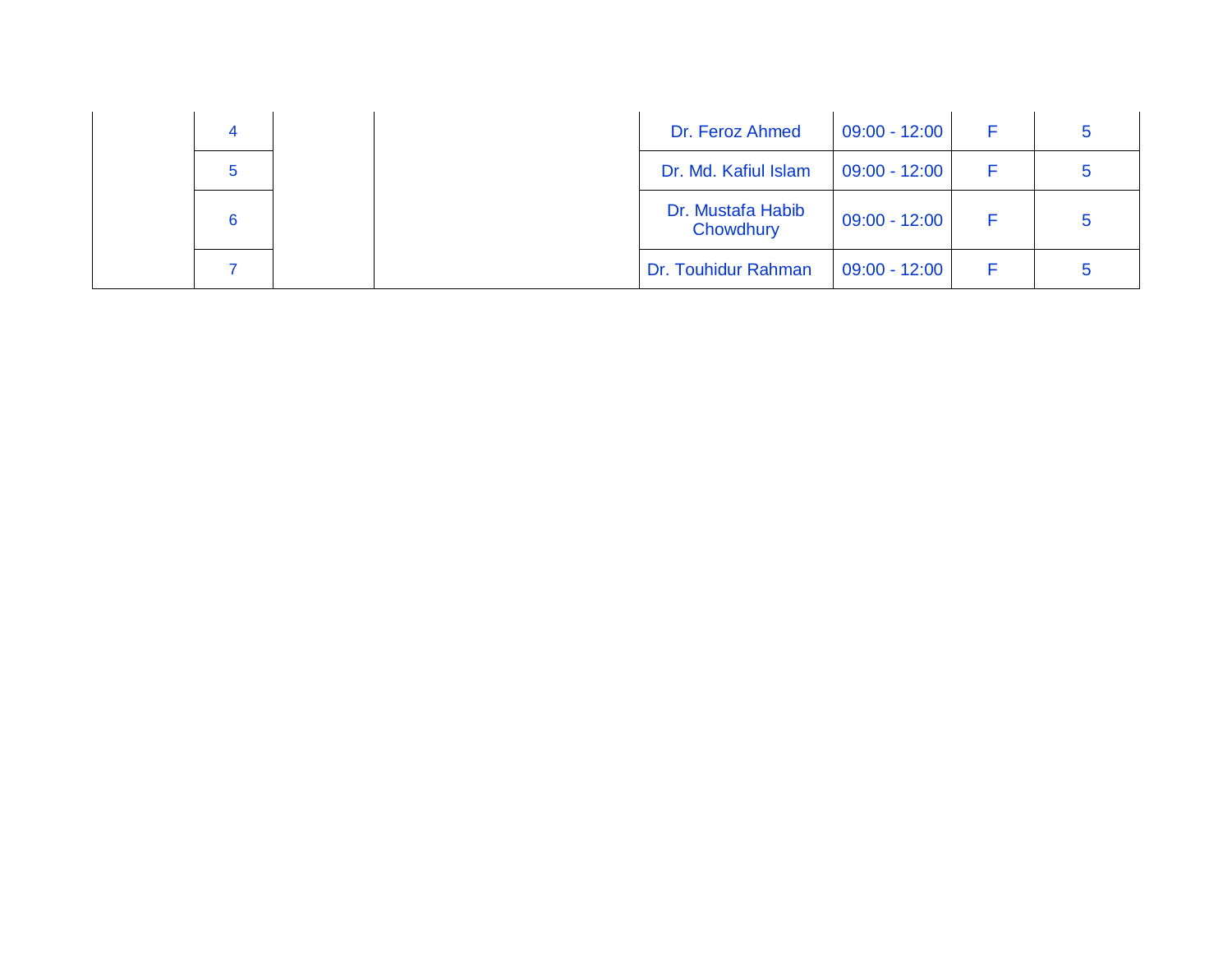| | | | | | | | |
|---|---|---|---|---|---|---|---|
| | 4 | | | Dr. Feroz Ahmed | 09:00 - 12:00 | F | 5 |
| | 5 | | | Dr. Md. Kafiul Islam | 09:00 - 12:00 | F | 5 |
| | 6 | | | Dr. Mustafa Habib Chowdhury | 09:00 - 12:00 | F | 5 |
| | 7 | | | Dr. Touhidur Rahman | 09:00 - 12:00 | F | 5 |